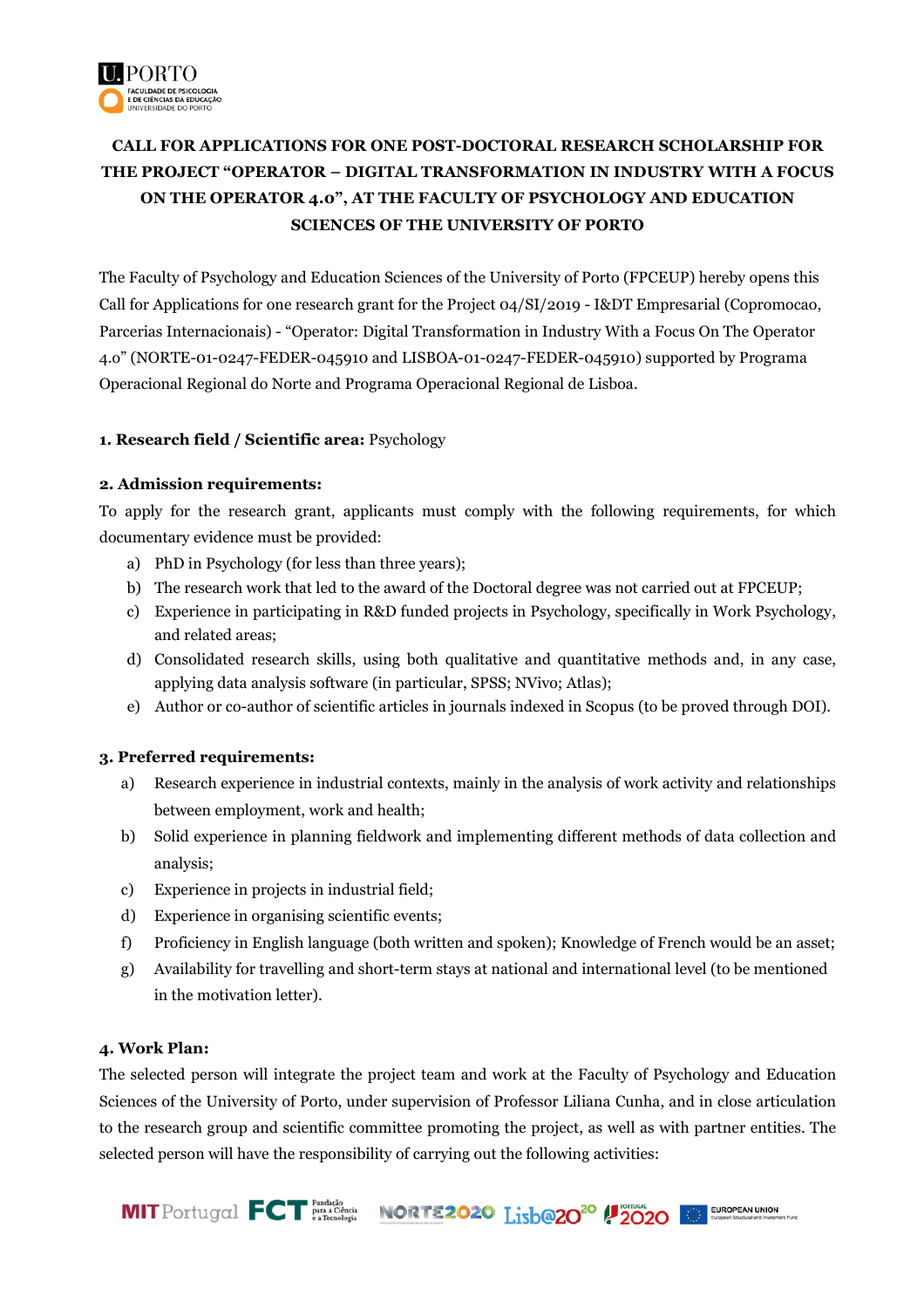# CALL FOR APPLICATIONS FOR ONE POST-DOCTORAL RESEARCH SCHOLARSHIP FOR THE PROJECT "OPERATOR – DIGITAL TRANSFORMATION IN INDUSTRY WITH A FOCUS ON THE OPERATOR 4.0", AT THE FACULTY OF PSYCHOLOGY AND EDUCATION SCIENCES OF THE UNIVERSITY OF PORTO

The Faculty of Psychology and Education Sciences of the University of Porto (FPCEUP) hereby opens this Call for Applications for one research grant for the Project 04/SI/2019 - I&DT Empresarial (Copromocao, Parcerias Internacionais) - "Operator: Digital Transformation in Industry With a Focus On The Operator 4.0" (NORTE-01-0247-FEDER-045910 and LISBOA-01-0247-FEDER-045910) supported by Programa Operacional Regional do Norte and Programa Operacional Regional de Lisboa.

**1. Research field / Scientific area:** Psychology

**2. Admission requirements:**

To apply for the research grant, applicants must comply with the following requirements, for which documentary evidence must be provided:

a) PhD in Psychology (for less than three years);
b) The research work that led to the award of the Doctoral degree was not carried out at FPCEUP;
c) Experience in participating in R&D funded projects in Psychology, specifically in Work Psychology, and related areas;
d) Consolidated research skills, using both qualitative and quantitative methods and, in any case, applying data analysis software (in particular, SPSS; NVivo; Atlas);
e) Author or co-author of scientific articles in journals indexed in Scopus (to be proved through DOI).

**3. Preferred requirements:**

a) Research experience in industrial contexts, mainly in the analysis of work activity and relationships between employment, work and health;
b) Solid experience in planning fieldwork and implementing different methods of data collection and analysis;
c) Experience in projects in industrial field;
d) Experience in organising scientific events;
f) Proficiency in English language (both written and spoken); Knowledge of French would be an asset;
g) Availability for travelling and short-term stays at national and international level (to be mentioned in the motivation letter).

**4. Work Plan:**

The selected person will integrate the project team and work at the Faculty of Psychology and Education Sciences of the University of Porto, under supervision of Professor Liliana Cunha, and in close articulation to the research group and scientific committee promoting the project, as well as with partner entities. The selected person will have the responsibility of carrying out the following activities: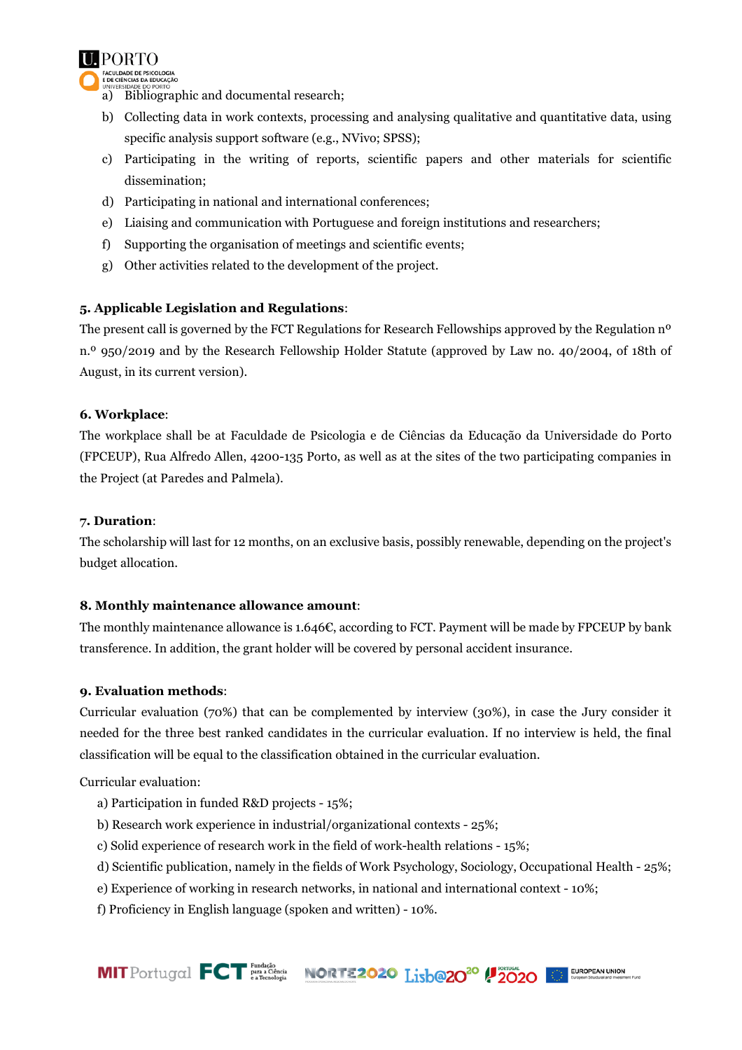a) Bibliographic and documental research;

b) Collecting data in work contexts, processing and analysing qualitative and quantitative data, using specific analysis support software (e.g., NVivo; SPSS);

c) Participating in the writing of reports, scientific papers and other materials for scientific dissemination;

d) Participating in national and international conferences;

e) Liaising and communication with Portuguese and foreign institutions and researchers;

f) Supporting the organisation of meetings and scientific events;

g) Other activities related to the development of the project.

**5. Applicable Legislation and Regulations**:

The present call is governed by the FCT Regulations for Research Fellowships approved by the Regulation nº n.º 950/2019 and by the Research Fellowship Holder Statute (approved by Law no. 40/2004, of 18th of August, in its current version).

**6. Workplace**:

The workplace shall be at Faculdade de Psicologia e de Ciências da Educação da Universidade do Porto (FPCEUP), Rua Alfredo Allen, 4200-135 Porto, as well as at the sites of the two participating companies in the Project (at Paredes and Palmela).

**7. Duration**:

The scholarship will last for 12 months, on an exclusive basis, possibly renewable, depending on the project's budget allocation.

**8. Monthly maintenance allowance amount**:

The monthly maintenance allowance is 1.646€, according to FCT. Payment will be made by FPCEUP by bank transference. In addition, the grant holder will be covered by personal accident insurance.

**9. Evaluation methods**:

Curricular evaluation (70%) that can be complemented by interview (30%), in case the Jury consider it needed for the three best ranked candidates in the curricular evaluation. If no interview is held, the final classification will be equal to the classification obtained in the curricular evaluation.

Curricular evaluation:

a) Participation in funded R&D projects - 15%;

b) Research work experience in industrial/organizational contexts - 25%;

c) Solid experience of research work in the field of work-health relations - 15%;

d) Scientific publication, namely in the fields of Work Psychology, Sociology, Occupational Health - 25%;

e) Experience of working in research networks, in national and international context - 10%;

f) Proficiency in English language (spoken and written) - 10%.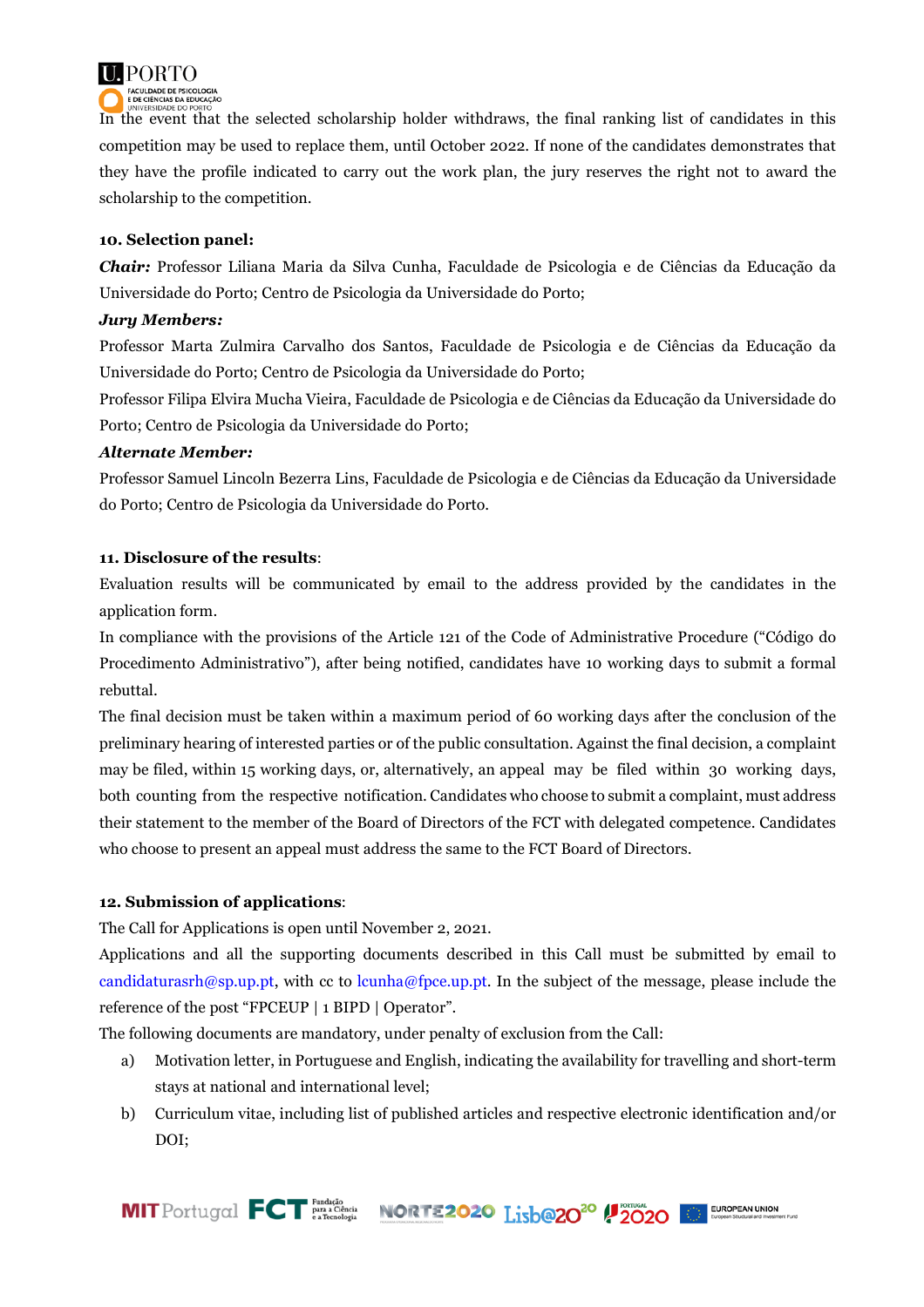In the event that the selected scholarship holder withdraws, the final ranking list of candidates in this competition may be used to replace them, until October 2022. If none of the candidates demonstrates that they have the profile indicated to carry out the work plan, the jury reserves the right not to award the scholarship to the competition.

**10. Selection panel:**

***Chair:*** Professor Liliana Maria da Silva Cunha, Faculdade de Psicologia e de Ciências da Educação da Universidade do Porto; Centro de Psicologia da Universidade do Porto;

***Jury Members:***

Professor Marta Zulmira Carvalho dos Santos, Faculdade de Psicologia e de Ciências da Educação da Universidade do Porto; Centro de Psicologia da Universidade do Porto;

Professor Filipa Elvira Mucha Vieira, Faculdade de Psicologia e de Ciências da Educação da Universidade do Porto; Centro de Psicologia da Universidade do Porto;

***Alternate Member:***

Professor Samuel Lincoln Bezerra Lins, Faculdade de Psicologia e de Ciências da Educação da Universidade do Porto; Centro de Psicologia da Universidade do Porto.

**11. Disclosure of the results**:

Evaluation results will be communicated by email to the address provided by the candidates in the application form.

In compliance with the provisions of the Article 121 of the Code of Administrative Procedure ("Código do Procedimento Administrativo"), after being notified, candidates have 10 working days to submit a formal rebuttal.

The final decision must be taken within a maximum period of 60 working days after the conclusion of the preliminary hearing of interested parties or of the public consultation. Against the final decision, a complaint may be filed, within 15 working days, or, alternatively, an appeal may be filed within 30 working days, both counting from the respective notification. Candidates who choose to submit a complaint, must address their statement to the member of the Board of Directors of the FCT with delegated competence. Candidates who choose to present an appeal must address the same to the FCT Board of Directors.

**12. Submission of applications**:

The Call for Applications is open until November 2, 2021.

Applications and all the supporting documents described in this Call must be submitted by email to candidaturasrh@sp.up.pt, with cc to lcunha@fpce.up.pt. In the subject of the message, please include the reference of the post "FPCEUP | 1 BIPD | Operator".

The following documents are mandatory, under penalty of exclusion from the Call:

a) Motivation letter, in Portuguese and English, indicating the availability for travelling and short-term stays at national and international level;
b) Curriculum vitae, including list of published articles and respective electronic identification and/or DOI;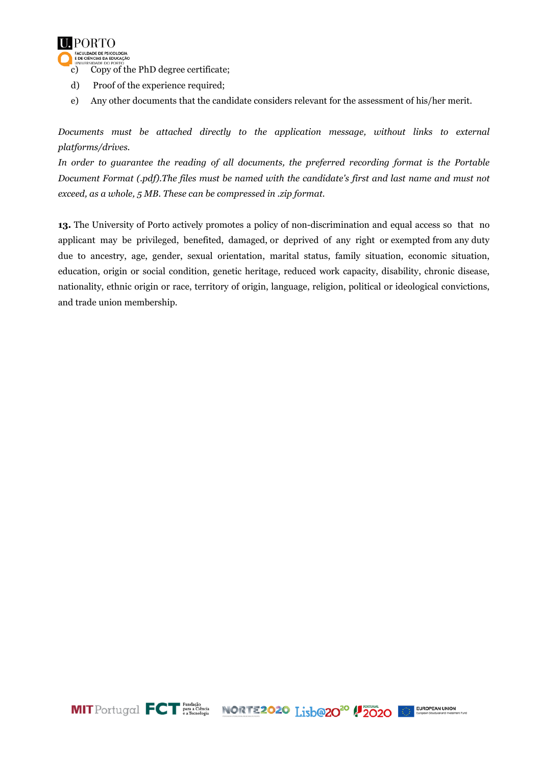c) Copy of the PhD degree certificate;

d) Proof of the experience required;

e) Any other documents that the candidate considers relevant for the assessment of his/her merit.

*Documents must be attached directly to the application message, without links to external platforms/drives.*

*In order to guarantee the reading of all documents, the preferred recording format is the Portable Document Format (.pdf).The files must be named with the candidate's first and last name and must not exceed, as a whole, 5 MB. These can be compressed in .zip format.*

**13.** The University of Porto actively promotes a policy of non-discrimination and equal access so that no applicant may be privileged, benefited, damaged, or deprived of any right or exempted from any duty due to ancestry, age, gender, sexual orientation, marital status, family situation, economic situation, education, origin or social condition, genetic heritage, reduced work capacity, disability, chronic disease, nationality, ethnic origin or race, territory of origin, language, religion, political or ideological convictions, and trade union membership.